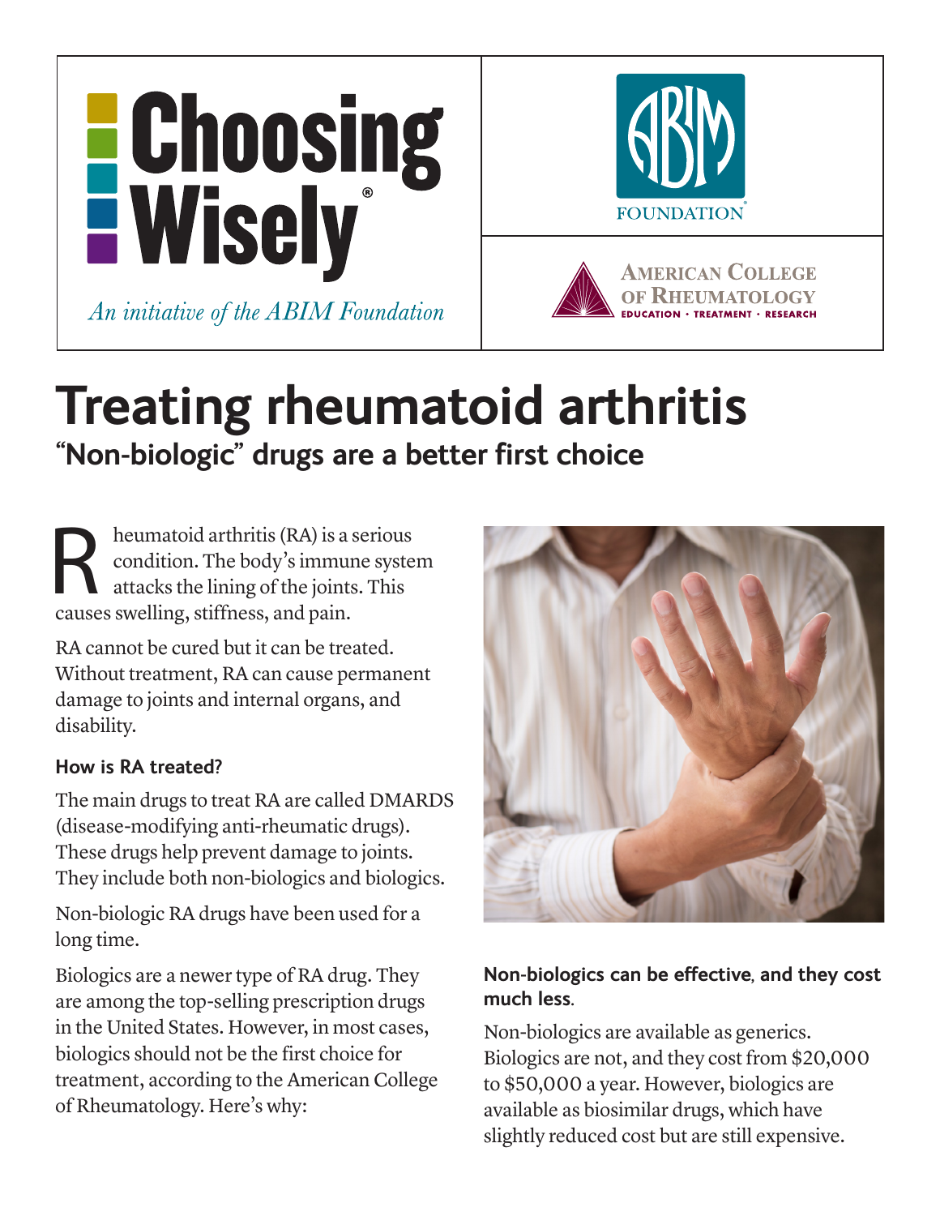Choosing Wisely®

*An initiative of the ABIM Foundation*

ABIM FOUNDATION

AMERICAN COLLEGE OF RHEUMATOLOGY
EDUCATION · TREATMENT · RESEARCH

# Treating rheumatoid arthritis

## "Non-biologic" drugs are a better first choice

Rheumatoid arthritis (RA) is a serious condition. The body's immune system attacks the lining of the joints. This causes swelling, stiffness, and pain.

RA cannot be cured but it can be treated. Without treatment, RA can cause permanent damage to joints and internal organs, and disability.

### How is RA treated?

The main drugs to treat RA are called DMARDS (disease-modifying anti-rheumatic drugs). These drugs help prevent damage to joints. They include both non-biologics and biologics.

Non-biologic RA drugs have been used for a long time.

Biologics are a newer type of RA drug. They are among the top-selling prescription drugs in the United States. However, in most cases, biologics should not be the first choice for treatment, according to the American College of Rheumatology. Here's why:

### Non-biologics can be effective, and they cost much less.

Non-biologics are available as generics. Biologics are not, and they cost from $20,000 to $50,000 a year. However, biologics are available as biosimilar drugs, which have slightly reduced cost but are still expensive.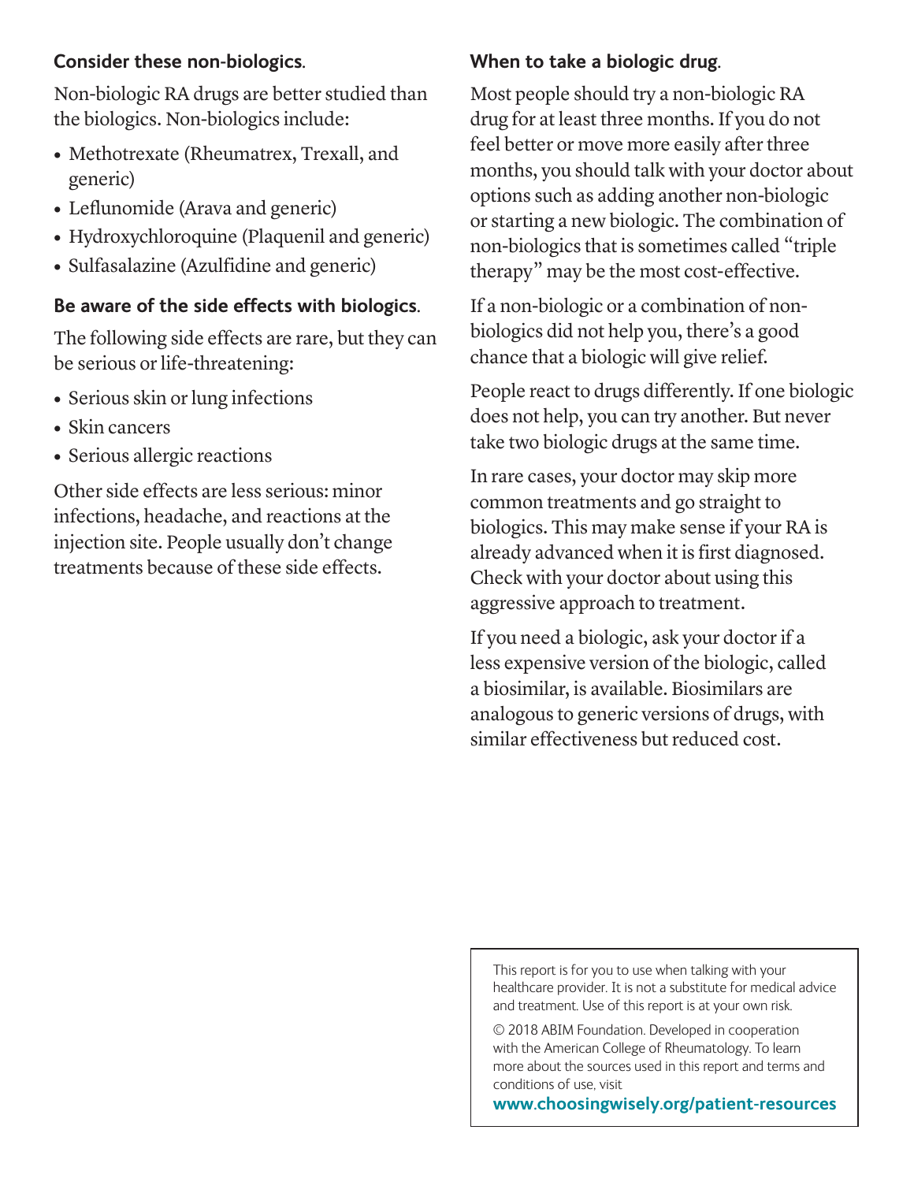**Consider these non-biologics.**

Non-biologic RA drugs are better studied than the biologics. Non-biologics include:

- Methotrexate (Rheumatrex, Trexall, and generic)
- Leflunomide (Arava and generic)
- Hydroxychloroquine (Plaquenil and generic)
- Sulfasalazine (Azulfidine and generic)

**Be aware of the side effects with biologics.**

The following side effects are rare, but they can be serious or life-threatening:

- Serious skin or lung infections
- Skin cancers
- Serious allergic reactions

Other side effects are less serious: minor infections, headache, and reactions at the injection site. People usually don't change treatments because of these side effects.

**When to take a biologic drug.**

Most people should try a non-biologic RA drug for at least three months. If you do not feel better or move more easily after three months, you should talk with your doctor about options such as adding another non-biologic or starting a new biologic. The combination of non-biologics that is sometimes called "triple therapy" may be the most cost-effective.

If a non-biologic or a combination of non-biologics did not help you, there's a good chance that a biologic will give relief.

People react to drugs differently. If one biologic does not help, you can try another. But never take two biologic drugs at the same time.

In rare cases, your doctor may skip more common treatments and go straight to biologics. This may make sense if your RA is already advanced when it is first diagnosed. Check with your doctor about using this aggressive approach to treatment.

If you need a biologic, ask your doctor if a less expensive version of the biologic, called a biosimilar, is available. Biosimilars are analogous to generic versions of drugs, with similar effectiveness but reduced cost.

This report is for you to use when talking with your healthcare provider. It is not a substitute for medical advice and treatment. Use of this report is at your own risk.

© 2018 ABIM Foundation. Developed in cooperation with the American College of Rheumatology. To learn more about the sources used in this report and terms and conditions of use, visit **www.choosingwisely.org/patient-resources**